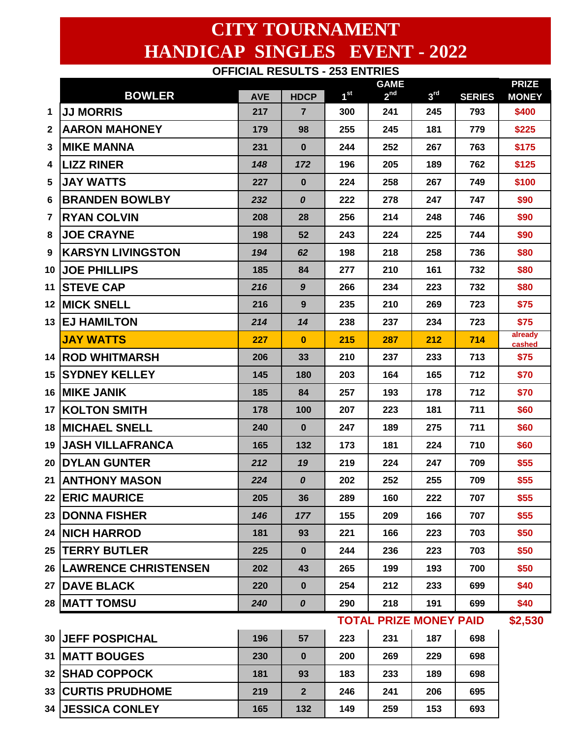# CITY TOURNAMENT
# HANDICAP SINGLES EVENT - 2022

**OFFICIAL RESULTS - 253 ENTRIES**

| | BOWLER | AVE | HDCP | GAME 1st | 2nd | 3rd | SERIES | PRIZE MONEY |
|---|---|---|---|---|---|---|---|---|
| 1 | JJ MORRIS | 217 | 7 | 300 | 241 | 245 | 793 | $400 |
| 2 | AARON MAHONEY | 179 | 98 | 255 | 245 | 181 | 779 | $225 |
| 3 | MIKE MANNA | 231 | 0 | 244 | 252 | 267 | 763 | $175 |
| 4 | LIZZ RINER | *148* | *172* | 196 | 205 | 189 | 762 | $125 |
| 5 | JAY WATTS | 227 | 0 | 224 | 258 | 267 | 749 | $100 |
| 6 | BRANDEN BOWLBY | *232* | *0* | 222 | 278 | 247 | 747 | $90 |
| 7 | RYAN COLVIN | 208 | 28 | 256 | 214 | 248 | 746 | $90 |
| 8 | JOE CRAYNE | 198 | 52 | 243 | 224 | 225 | 744 | $90 |
| 9 | KARSYN LIVINGSTON | *194* | *62* | 198 | 218 | 258 | 736 | $80 |
| 10 | JOE PHILLIPS | 185 | 84 | 277 | 210 | 161 | 732 | $80 |
| 11 | STEVE CAP | *216* | *9* | 266 | 234 | 223 | 732 | $80 |
| 12 | MICK SNELL | 216 | 9 | 235 | 210 | 269 | 723 | $75 |
| 13 | EJ HAMILTON | *214* | *14* | 238 | 237 | 234 | 723 | $75 |
| | JAY WATTS | 227 | 0 | 215 | 287 | 212 | 714 | already cashed |
| 14 | ROD WHITMARSH | 206 | 33 | 210 | 237 | 233 | 713 | $75 |
| 15 | SYDNEY KELLEY | 145 | 180 | 203 | 164 | 165 | 712 | $70 |
| 16 | MIKE JANIK | 185 | 84 | 257 | 193 | 178 | 712 | $70 |
| 17 | KOLTON SMITH | 178 | 100 | 207 | 223 | 181 | 711 | $60 |
| 18 | MICHAEL SNELL | 240 | 0 | 247 | 189 | 275 | 711 | $60 |
| 19 | JASH VILLAFRANCA | 165 | 132 | 173 | 181 | 224 | 710 | $60 |
| 20 | DYLAN GUNTER | *212* | *19* | 219 | 224 | 247 | 709 | $55 |
| 21 | ANTHONY MASON | *224* | *0* | 202 | 252 | 255 | 709 | $55 |
| 22 | ERIC MAURICE | 205 | 36 | 289 | 160 | 222 | 707 | $55 |
| 23 | DONNA FISHER | *146* | *177* | 155 | 209 | 166 | 707 | $55 |
| 24 | NICH HARROD | 181 | 93 | 221 | 166 | 223 | 703 | $50 |
| 25 | TERRY BUTLER | 225 | 0 | 244 | 236 | 223 | 703 | $50 |
| 26 | LAWRENCE CHRISTENSEN | 202 | 43 | 265 | 199 | 193 | 700 | $50 |
| 27 | DAVE BLACK | 220 | 0 | 254 | 212 | 233 | 699 | $40 |
| 28 | MATT TOMSU | *240* | *0* | 290 | 218 | 191 | 699 | $40 |
| | | | | TOTAL PRIZE MONEY PAID | | | | $2,530 |
| 30 | JEFF POSPICHAL | 196 | 57 | 223 | 231 | 187 | 698 | |
| 31 | MATT BOUGES | 230 | 0 | 200 | 269 | 229 | 698 | |
| 32 | SHAD COPPOCK | 181 | 93 | 183 | 233 | 189 | 698 | |
| 33 | CURTIS PRUDHOME | 219 | 2 | 246 | 241 | 206 | 695 | |
| 34 | JESSICA CONLEY | 165 | 132 | 149 | 259 | 153 | 693 | |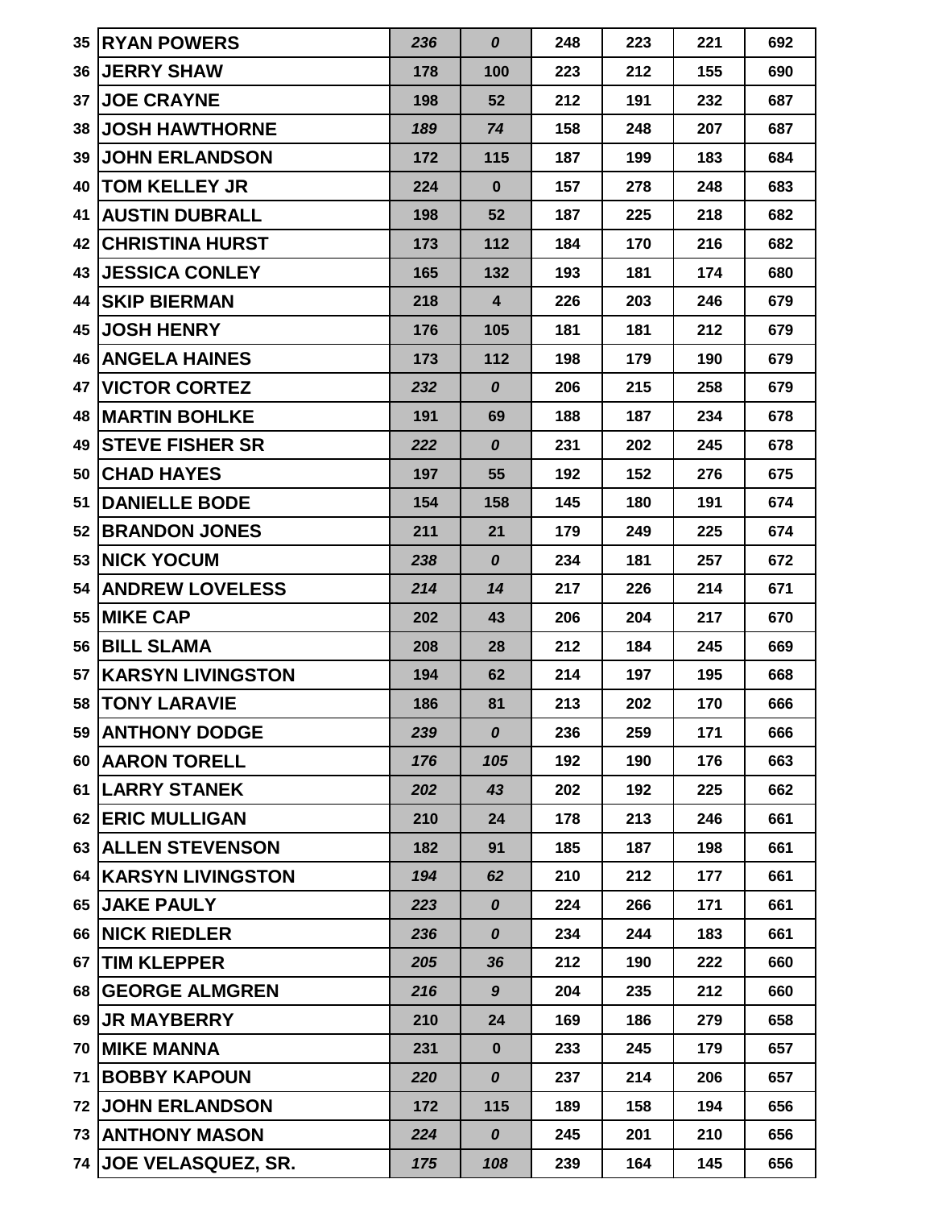| | | | | | | | |
|---|---|---|---|---|---|---|---|
| 35 | RYAN POWERS | *236* | *0* | 248 | 223 | 221 | 692 |
| 36 | JERRY SHAW | 178 | 100 | 223 | 212 | 155 | 690 |
| 37 | JOE CRAYNE | 198 | 52 | 212 | 191 | 232 | 687 |
| 38 | JOSH HAWTHORNE | *189* | *74* | 158 | 248 | 207 | 687 |
| 39 | JOHN ERLANDSON | 172 | 115 | 187 | 199 | 183 | 684 |
| 40 | TOM KELLEY JR | 224 | 0 | 157 | 278 | 248 | 683 |
| 41 | AUSTIN DUBRALL | 198 | 52 | 187 | 225 | 218 | 682 |
| 42 | CHRISTINA HURST | 173 | 112 | 184 | 170 | 216 | 682 |
| 43 | JESSICA CONLEY | 165 | 132 | 193 | 181 | 174 | 680 |
| 44 | SKIP BIERMAN | 218 | 4 | 226 | 203 | 246 | 679 |
| 45 | JOSH HENRY | 176 | 105 | 181 | 181 | 212 | 679 |
| 46 | ANGELA HAINES | 173 | 112 | 198 | 179 | 190 | 679 |
| 47 | VICTOR CORTEZ | *232* | *0* | 206 | 215 | 258 | 679 |
| 48 | MARTIN BOHLKE | 191 | 69 | 188 | 187 | 234 | 678 |
| 49 | STEVE FISHER SR | *222* | *0* | 231 | 202 | 245 | 678 |
| 50 | CHAD HAYES | 197 | 55 | 192 | 152 | 276 | 675 |
| 51 | DANIELLE BODE | 154 | 158 | 145 | 180 | 191 | 674 |
| 52 | BRANDON JONES | 211 | 21 | 179 | 249 | 225 | 674 |
| 53 | NICK YOCUM | *238* | *0* | 234 | 181 | 257 | 672 |
| 54 | ANDREW LOVELESS | *214* | *14* | 217 | 226 | 214 | 671 |
| 55 | MIKE CAP | 202 | 43 | 206 | 204 | 217 | 670 |
| 56 | BILL SLAMA | 208 | 28 | 212 | 184 | 245 | 669 |
| 57 | KARSYN LIVINGSTON | 194 | 62 | 214 | 197 | 195 | 668 |
| 58 | TONY LARAVIE | 186 | 81 | 213 | 202 | 170 | 666 |
| 59 | ANTHONY DODGE | *239* | *0* | 236 | 259 | 171 | 666 |
| 60 | AARON TORELL | *176* | *105* | 192 | 190 | 176 | 663 |
| 61 | LARRY STANEK | *202* | *43* | 202 | 192 | 225 | 662 |
| 62 | ERIC MULLIGAN | 210 | 24 | 178 | 213 | 246 | 661 |
| 63 | ALLEN STEVENSON | 182 | 91 | 185 | 187 | 198 | 661 |
| 64 | KARSYN LIVINGSTON | *194* | *62* | 210 | 212 | 177 | 661 |
| 65 | JAKE PAULY | *223* | *0* | 224 | 266 | 171 | 661 |
| 66 | NICK RIEDLER | *236* | *0* | 234 | 244 | 183 | 661 |
| 67 | TIM KLEPPER | *205* | *36* | 212 | 190 | 222 | 660 |
| 68 | GEORGE ALMGREN | *216* | *9* | 204 | 235 | 212 | 660 |
| 69 | JR MAYBERRY | 210 | 24 | 169 | 186 | 279 | 658 |
| 70 | MIKE MANNA | 231 | 0 | 233 | 245 | 179 | 657 |
| 71 | BOBBY KAPOUN | *220* | *0* | 237 | 214 | 206 | 657 |
| 72 | JOHN ERLANDSON | 172 | 115 | 189 | 158 | 194 | 656 |
| 73 | ANTHONY MASON | *224* | *0* | 245 | 201 | 210 | 656 |
| 74 | JOE VELASQUEZ, SR. | *175* | *108* | 239 | 164 | 145 | 656 |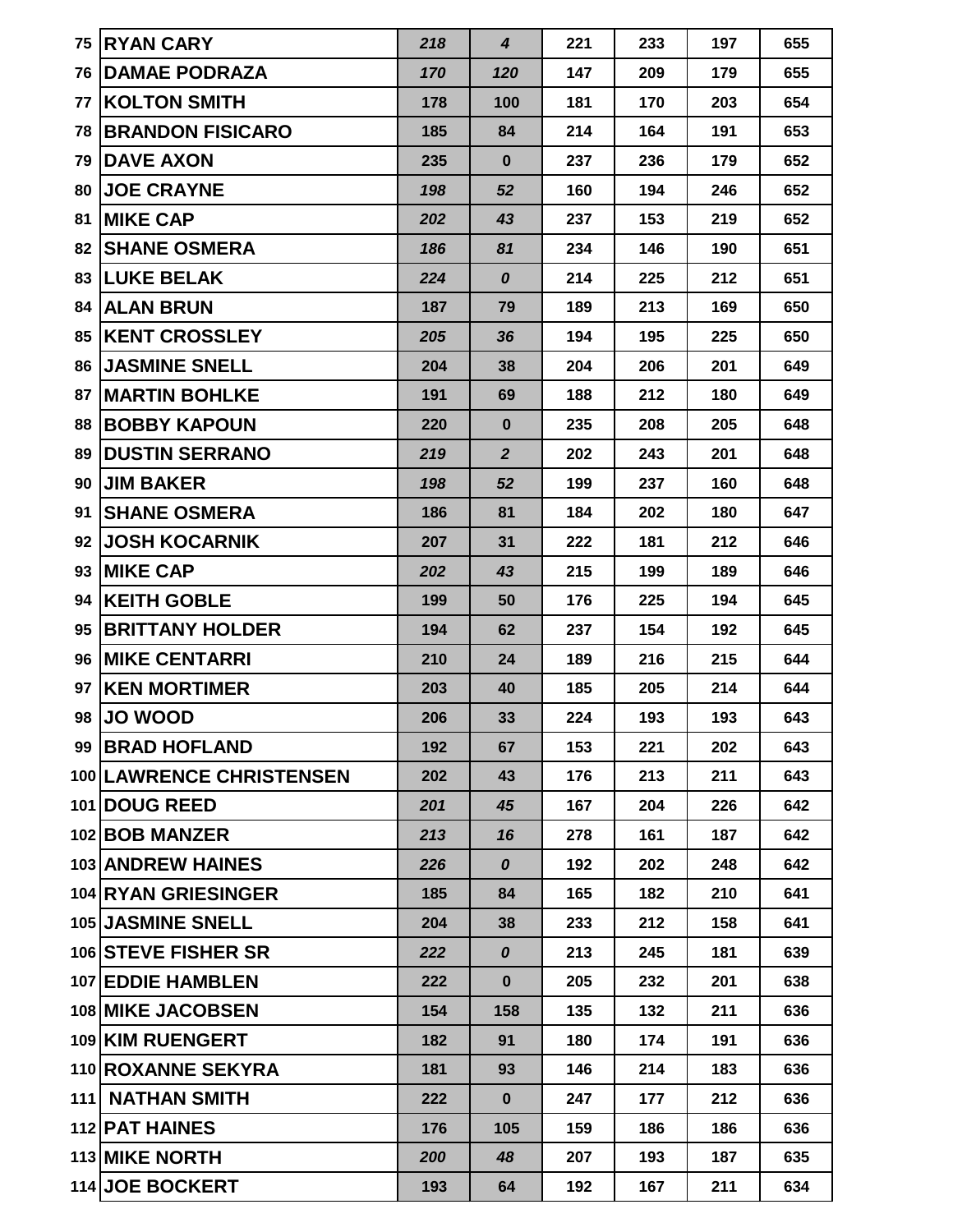| | | | | | | | |
|---|---|---|---|---|---|---|---|
| 75 | RYAN CARY | *218* | *4* | 221 | 233 | 197 | 655 |
| 76 | DAMAE PODRAZA | *170* | *120* | 147 | 209 | 179 | 655 |
| 77 | KOLTON SMITH | 178 | 100 | 181 | 170 | 203 | 654 |
| 78 | BRANDON FISICARO | 185 | 84 | 214 | 164 | 191 | 653 |
| 79 | DAVE AXON | 235 | 0 | 237 | 236 | 179 | 652 |
| 80 | JOE CRAYNE | *198* | *52* | 160 | 194 | 246 | 652 |
| 81 | MIKE CAP | *202* | *43* | 237 | 153 | 219 | 652 |
| 82 | SHANE OSMERA | *186* | *81* | 234 | 146 | 190 | 651 |
| 83 | LUKE BELAK | *224* | *0* | 214 | 225 | 212 | 651 |
| 84 | ALAN BRUN | 187 | 79 | 189 | 213 | 169 | 650 |
| 85 | KENT CROSSLEY | *205* | *36* | 194 | 195 | 225 | 650 |
| 86 | JASMINE SNELL | 204 | 38 | 204 | 206 | 201 | 649 |
| 87 | MARTIN BOHLKE | 191 | 69 | 188 | 212 | 180 | 649 |
| 88 | BOBBY KAPOUN | 220 | 0 | 235 | 208 | 205 | 648 |
| 89 | DUSTIN SERRANO | *219* | *2* | 202 | 243 | 201 | 648 |
| 90 | JIM BAKER | *198* | *52* | 199 | 237 | 160 | 648 |
| 91 | SHANE OSMERA | 186 | 81 | 184 | 202 | 180 | 647 |
| 92 | JOSH KOCARNIK | 207 | 31 | 222 | 181 | 212 | 646 |
| 93 | MIKE CAP | *202* | *43* | 215 | 199 | 189 | 646 |
| 94 | KEITH GOBLE | 199 | 50 | 176 | 225 | 194 | 645 |
| 95 | BRITTANY HOLDER | 194 | 62 | 237 | 154 | 192 | 645 |
| 96 | MIKE CENTARRI | 210 | 24 | 189 | 216 | 215 | 644 |
| 97 | KEN MORTIMER | 203 | 40 | 185 | 205 | 214 | 644 |
| 98 | JO WOOD | 206 | 33 | 224 | 193 | 193 | 643 |
| 99 | BRAD HOFLAND | 192 | 67 | 153 | 221 | 202 | 643 |
| 100 | LAWRENCE CHRISTENSEN | 202 | 43 | 176 | 213 | 211 | 643 |
| 101 | DOUG REED | *201* | *45* | 167 | 204 | 226 | 642 |
| 102 | BOB MANZER | *213* | *16* | 278 | 161 | 187 | 642 |
| 103 | ANDREW HAINES | *226* | *0* | 192 | 202 | 248 | 642 |
| 104 | RYAN GRIESINGER | 185 | 84 | 165 | 182 | 210 | 641 |
| 105 | JASMINE SNELL | 204 | 38 | 233 | 212 | 158 | 641 |
| 106 | STEVE FISHER SR | *222* | *0* | 213 | 245 | 181 | 639 |
| 107 | EDDIE HAMBLEN | 222 | 0 | 205 | 232 | 201 | 638 |
| 108 | MIKE JACOBSEN | 154 | 158 | 135 | 132 | 211 | 636 |
| 109 | KIM RUENGERT | 182 | 91 | 180 | 174 | 191 | 636 |
| 110 | ROXANNE SEKYRA | 181 | 93 | 146 | 214 | 183 | 636 |
| 111 | NATHAN SMITH | 222 | 0 | 247 | 177 | 212 | 636 |
| 112 | PAT HAINES | 176 | 105 | 159 | 186 | 186 | 636 |
| 113 | MIKE NORTH | *200* | *48* | 207 | 193 | 187 | 635 |
| 114 | JOE BOCKERT | 193 | 64 | 192 | 167 | 211 | 634 |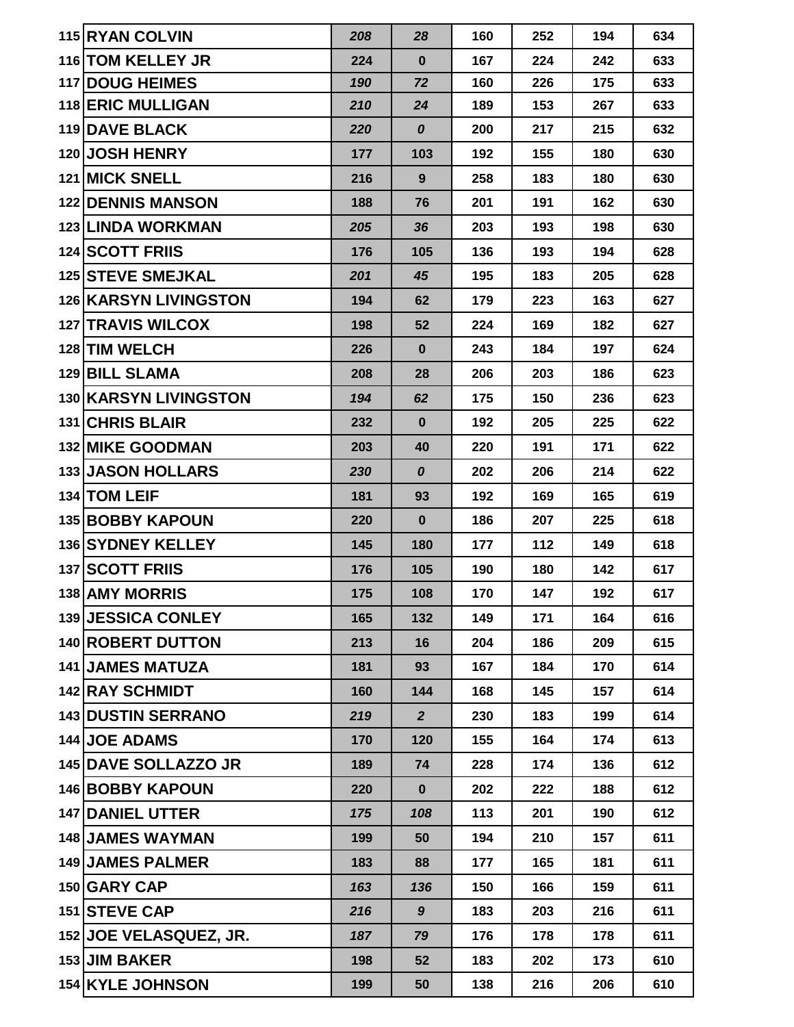| | | | | | | | |
|---|---|---|---|---|---|---|---|
| 115 | RYAN COLVIN | *208* | *28* | 160 | 252 | 194 | 634 |
| 116 | TOM KELLEY JR | 224 | 0 | 167 | 224 | 242 | 633 |
| 117 | DOUG HEIMES | *190* | *72* | 160 | 226 | 175 | 633 |
| 118 | ERIC MULLIGAN | *210* | *24* | 189 | 153 | 267 | 633 |
| 119 | DAVE BLACK | *220* | *0* | 200 | 217 | 215 | 632 |
| 120 | JOSH HENRY | 177 | 103 | 192 | 155 | 180 | 630 |
| 121 | MICK SNELL | 216 | 9 | 258 | 183 | 180 | 630 |
| 122 | DENNIS MANSON | 188 | 76 | 201 | 191 | 162 | 630 |
| 123 | LINDA WORKMAN | *205* | *36* | 203 | 193 | 198 | 630 |
| 124 | SCOTT FRIIS | 176 | 105 | 136 | 193 | 194 | 628 |
| 125 | STEVE SMEJKAL | *201* | *45* | 195 | 183 | 205 | 628 |
| 126 | KARSYN LIVINGSTON | 194 | 62 | 179 | 223 | 163 | 627 |
| 127 | TRAVIS WILCOX | 198 | 52 | 224 | 169 | 182 | 627 |
| 128 | TIM WELCH | 226 | 0 | 243 | 184 | 197 | 624 |
| 129 | BILL SLAMA | 208 | 28 | 206 | 203 | 186 | 623 |
| 130 | KARSYN LIVINGSTON | *194* | *62* | 175 | 150 | 236 | 623 |
| 131 | CHRIS BLAIR | 232 | 0 | 192 | 205 | 225 | 622 |
| 132 | MIKE GOODMAN | 203 | 40 | 220 | 191 | 171 | 622 |
| 133 | JASON HOLLARS | *230* | *0* | 202 | 206 | 214 | 622 |
| 134 | TOM LEIF | 181 | 93 | 192 | 169 | 165 | 619 |
| 135 | BOBBY KAPOUN | 220 | 0 | 186 | 207 | 225 | 618 |
| 136 | SYDNEY KELLEY | 145 | 180 | 177 | 112 | 149 | 618 |
| 137 | SCOTT FRIIS | 176 | 105 | 190 | 180 | 142 | 617 |
| 138 | AMY MORRIS | 175 | 108 | 170 | 147 | 192 | 617 |
| 139 | JESSICA CONLEY | 165 | 132 | 149 | 171 | 164 | 616 |
| 140 | ROBERT DUTTON | 213 | 16 | 204 | 186 | 209 | 615 |
| 141 | JAMES MATUZA | 181 | 93 | 167 | 184 | 170 | 614 |
| 142 | RAY SCHMIDT | 160 | 144 | 168 | 145 | 157 | 614 |
| 143 | DUSTIN SERRANO | *219* | *2* | 230 | 183 | 199 | 614 |
| 144 | JOE ADAMS | 170 | 120 | 155 | 164 | 174 | 613 |
| 145 | DAVE SOLLAZZO JR | 189 | 74 | 228 | 174 | 136 | 612 |
| 146 | BOBBY KAPOUN | 220 | 0 | 202 | 222 | 188 | 612 |
| 147 | DANIEL UTTER | *175* | *108* | 113 | 201 | 190 | 612 |
| 148 | JAMES WAYMAN | 199 | 50 | 194 | 210 | 157 | 611 |
| 149 | JAMES PALMER | 183 | 88 | 177 | 165 | 181 | 611 |
| 150 | GARY CAP | *163* | *136* | 150 | 166 | 159 | 611 |
| 151 | STEVE CAP | *216* | *9* | 183 | 203 | 216 | 611 |
| 152 | JOE VELASQUEZ, JR. | *187* | *79* | 176 | 178 | 178 | 611 |
| 153 | JIM BAKER | 198 | 52 | 183 | 202 | 173 | 610 |
| 154 | KYLE JOHNSON | 199 | 50 | 138 | 216 | 206 | 610 |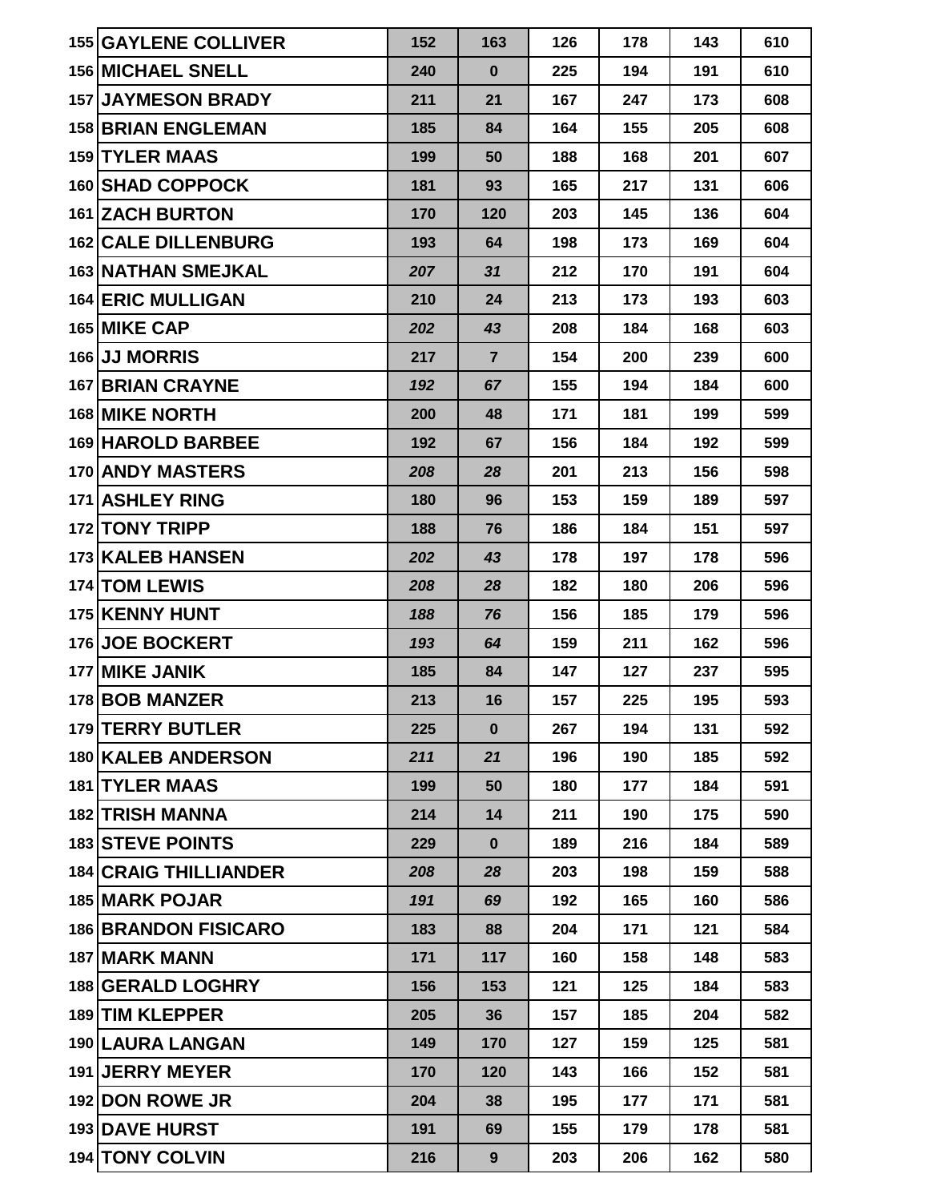| | | | | | | | |
|---|---|---|---|---|---|---|---|
| 155 | GAYLENE COLLIVER | 152 | 163 | 126 | 178 | 143 | 610 |
| 156 | MICHAEL SNELL | 240 | 0 | 225 | 194 | 191 | 610 |
| 157 | JAYMESON BRADY | 211 | 21 | 167 | 247 | 173 | 608 |
| 158 | BRIAN ENGLEMAN | 185 | 84 | 164 | 155 | 205 | 608 |
| 159 | TYLER MAAS | 199 | 50 | 188 | 168 | 201 | 607 |
| 160 | SHAD COPPOCK | 181 | 93 | 165 | 217 | 131 | 606 |
| 161 | ZACH BURTON | 170 | 120 | 203 | 145 | 136 | 604 |
| 162 | CALE DILLENBURG | 193 | 64 | 198 | 173 | 169 | 604 |
| 163 | NATHAN SMEJKAL | *207* | *31* | 212 | 170 | 191 | 604 |
| 164 | ERIC MULLIGAN | 210 | 24 | 213 | 173 | 193 | 603 |
| 165 | MIKE CAP | *202* | *43* | 208 | 184 | 168 | 603 |
| 166 | JJ MORRIS | 217 | 7 | 154 | 200 | 239 | 600 |
| 167 | BRIAN CRAYNE | *192* | *67* | 155 | 194 | 184 | 600 |
| 168 | MIKE NORTH | 200 | 48 | 171 | 181 | 199 | 599 |
| 169 | HAROLD BARBEE | 192 | 67 | 156 | 184 | 192 | 599 |
| 170 | ANDY MASTERS | *208* | *28* | 201 | 213 | 156 | 598 |
| 171 | ASHLEY RING | 180 | 96 | 153 | 159 | 189 | 597 |
| 172 | TONY TRIPP | 188 | 76 | 186 | 184 | 151 | 597 |
| 173 | KALEB HANSEN | *202* | *43* | 178 | 197 | 178 | 596 |
| 174 | TOM LEWIS | *208* | *28* | 182 | 180 | 206 | 596 |
| 175 | KENNY HUNT | *188* | *76* | 156 | 185 | 179 | 596 |
| 176 | JOE BOCKERT | *193* | *64* | 159 | 211 | 162 | 596 |
| 177 | MIKE JANIK | 185 | 84 | 147 | 127 | 237 | 595 |
| 178 | BOB MANZER | 213 | 16 | 157 | 225 | 195 | 593 |
| 179 | TERRY BUTLER | 225 | 0 | 267 | 194 | 131 | 592 |
| 180 | KALEB ANDERSON | *211* | *21* | 196 | 190 | 185 | 592 |
| 181 | TYLER MAAS | 199 | 50 | 180 | 177 | 184 | 591 |
| 182 | TRISH MANNA | 214 | 14 | 211 | 190 | 175 | 590 |
| 183 | STEVE POINTS | 229 | 0 | 189 | 216 | 184 | 589 |
| 184 | CRAIG THILLIANDER | *208* | *28* | 203 | 198 | 159 | 588 |
| 185 | MARK POJAR | *191* | *69* | 192 | 165 | 160 | 586 |
| 186 | BRANDON FISICARO | 183 | 88 | 204 | 171 | 121 | 584 |
| 187 | MARK MANN | 171 | 117 | 160 | 158 | 148 | 583 |
| 188 | GERALD LOGHRY | 156 | 153 | 121 | 125 | 184 | 583 |
| 189 | TIM KLEPPER | 205 | 36 | 157 | 185 | 204 | 582 |
| 190 | LAURA LANGAN | 149 | 170 | 127 | 159 | 125 | 581 |
| 191 | JERRY MEYER | 170 | 120 | 143 | 166 | 152 | 581 |
| 192 | DON ROWE JR | 204 | 38 | 195 | 177 | 171 | 581 |
| 193 | DAVE HURST | 191 | 69 | 155 | 179 | 178 | 581 |
| 194 | TONY COLVIN | 216 | 9 | 203 | 206 | 162 | 580 |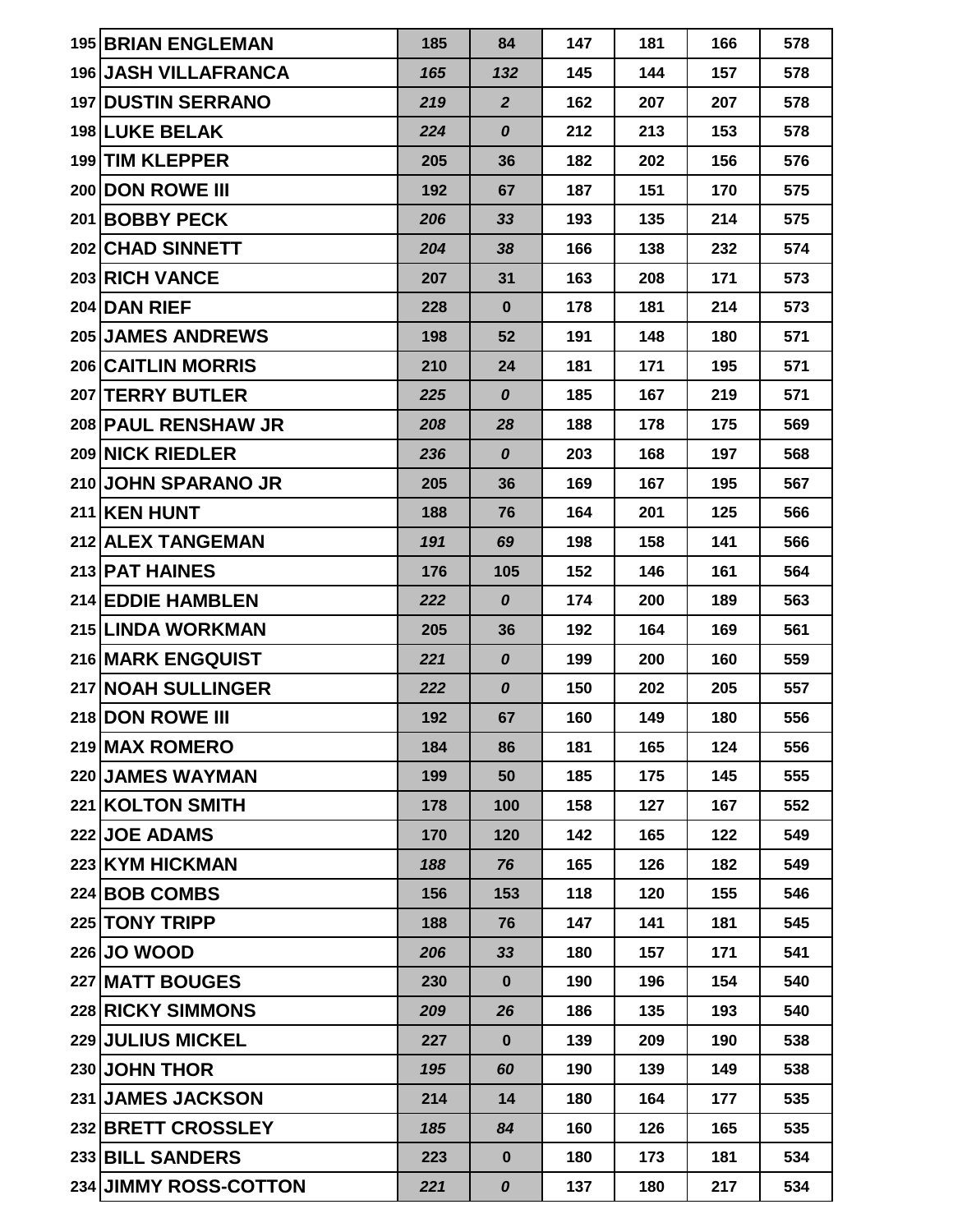| | | | | | | | |
|---|---|---|---|---|---|---|---|
| 195 | **BRIAN ENGLEMAN** | 185 | 84 | 147 | 181 | 166 | 578 |
| 196 | **JASH VILLAFRANCA** | *165* | *132* | 145 | 144 | 157 | 578 |
| 197 | **DUSTIN SERRANO** | *219* | *2* | 162 | 207 | 207 | 578 |
| 198 | **LUKE BELAK** | *224* | *0* | 212 | 213 | 153 | 578 |
| 199 | **TIM KLEPPER** | 205 | 36 | 182 | 202 | 156 | 576 |
| 200 | **DON ROWE III** | 192 | 67 | 187 | 151 | 170 | 575 |
| 201 | **BOBBY PECK** | *206* | *33* | 193 | 135 | 214 | 575 |
| 202 | **CHAD SINNETT** | *204* | *38* | 166 | 138 | 232 | 574 |
| 203 | **RICH VANCE** | 207 | 31 | 163 | 208 | 171 | 573 |
| 204 | **DAN RIEF** | 228 | 0 | 178 | 181 | 214 | 573 |
| 205 | **JAMES ANDREWS** | 198 | 52 | 191 | 148 | 180 | 571 |
| 206 | **CAITLIN MORRIS** | 210 | 24 | 181 | 171 | 195 | 571 |
| 207 | **TERRY BUTLER** | *225* | *0* | 185 | 167 | 219 | 571 |
| 208 | **PAUL RENSHAW JR** | *208* | *28* | 188 | 178 | 175 | 569 |
| 209 | **NICK RIEDLER** | *236* | *0* | 203 | 168 | 197 | 568 |
| 210 | **JOHN SPARANO JR** | 205 | 36 | 169 | 167 | 195 | 567 |
| 211 | **KEN HUNT** | 188 | 76 | 164 | 201 | 125 | 566 |
| 212 | **ALEX TANGEMAN** | *191* | *69* | 198 | 158 | 141 | 566 |
| 213 | **PAT HAINES** | 176 | 105 | 152 | 146 | 161 | 564 |
| 214 | **EDDIE HAMBLEN** | *222* | *0* | 174 | 200 | 189 | 563 |
| 215 | **LINDA WORKMAN** | 205 | 36 | 192 | 164 | 169 | 561 |
| 216 | **MARK ENGQUIST** | *221* | *0* | 199 | 200 | 160 | 559 |
| 217 | **NOAH SULLINGER** | *222* | *0* | 150 | 202 | 205 | 557 |
| 218 | **DON ROWE III** | 192 | 67 | 160 | 149 | 180 | 556 |
| 219 | **MAX ROMERO** | 184 | 86 | 181 | 165 | 124 | 556 |
| 220 | **JAMES WAYMAN** | 199 | 50 | 185 | 175 | 145 | 555 |
| 221 | **KOLTON SMITH** | 178 | 100 | 158 | 127 | 167 | 552 |
| 222 | **JOE ADAMS** | 170 | 120 | 142 | 165 | 122 | 549 |
| 223 | **KYM HICKMAN** | *188* | *76* | 165 | 126 | 182 | 549 |
| 224 | **BOB COMBS** | 156 | 153 | 118 | 120 | 155 | 546 |
| 225 | **TONY TRIPP** | 188 | 76 | 147 | 141 | 181 | 545 |
| 226 | **JO WOOD** | *206* | *33* | 180 | 157 | 171 | 541 |
| 227 | **MATT BOUGES** | 230 | 0 | 190 | 196 | 154 | 540 |
| 228 | **RICKY SIMMONS** | *209* | *26* | 186 | 135 | 193 | 540 |
| 229 | **JULIUS MICKEL** | 227 | 0 | 139 | 209 | 190 | 538 |
| 230 | **JOHN THOR** | *195* | *60* | 190 | 139 | 149 | 538 |
| 231 | **JAMES JACKSON** | 214 | 14 | 180 | 164 | 177 | 535 |
| 232 | **BRETT CROSSLEY** | *185* | *84* | 160 | 126 | 165 | 535 |
| 233 | **BILL SANDERS** | 223 | 0 | 180 | 173 | 181 | 534 |
| 234 | **JIMMY ROSS-COTTON** | *221* | *0* | 137 | 180 | 217 | 534 |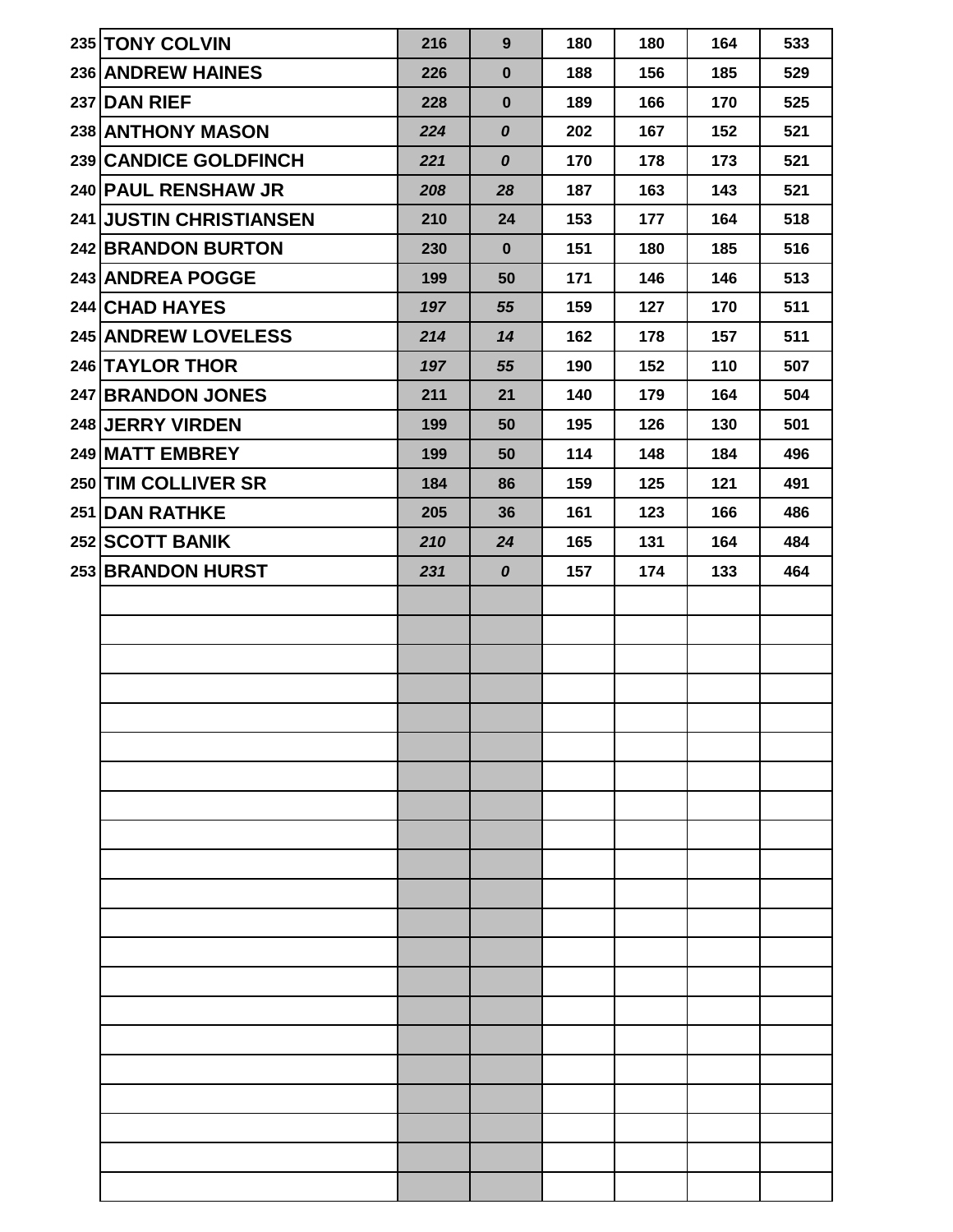| | | | | | | | |
|---|---|---|---|---|---|---|---|
| 235 | TONY COLVIN | 216 | 9 | 180 | 180 | 164 | 533 |
| 236 | ANDREW HAINES | 226 | 0 | 188 | 156 | 185 | 529 |
| 237 | DAN RIEF | 228 | 0 | 189 | 166 | 170 | 525 |
| 238 | ANTHONY MASON | *224* | *0* | 202 | 167 | 152 | 521 |
| 239 | CANDICE GOLDFINCH | *221* | *0* | 170 | 178 | 173 | 521 |
| 240 | PAUL RENSHAW JR | *208* | *28* | 187 | 163 | 143 | 521 |
| 241 | JUSTIN CHRISTIANSEN | 210 | 24 | 153 | 177 | 164 | 518 |
| 242 | BRANDON BURTON | 230 | 0 | 151 | 180 | 185 | 516 |
| 243 | ANDREA POGGE | 199 | 50 | 171 | 146 | 146 | 513 |
| 244 | CHAD HAYES | *197* | *55* | 159 | 127 | 170 | 511 |
| 245 | ANDREW LOVELESS | *214* | *14* | 162 | 178 | 157 | 511 |
| 246 | TAYLOR THOR | *197* | *55* | 190 | 152 | 110 | 507 |
| 247 | BRANDON JONES | 211 | 21 | 140 | 179 | 164 | 504 |
| 248 | JERRY VIRDEN | 199 | 50 | 195 | 126 | 130 | 501 |
| 249 | MATT EMBREY | 199 | 50 | 114 | 148 | 184 | 496 |
| 250 | TIM COLLIVER SR | 184 | 86 | 159 | 125 | 121 | 491 |
| 251 | DAN RATHKE | 205 | 36 | 161 | 123 | 166 | 486 |
| 252 | SCOTT BANIK | *210* | *24* | 165 | 131 | 164 | 484 |
| 253 | BRANDON HURST | *231* | *0* | 157 | 174 | 133 | 464 |